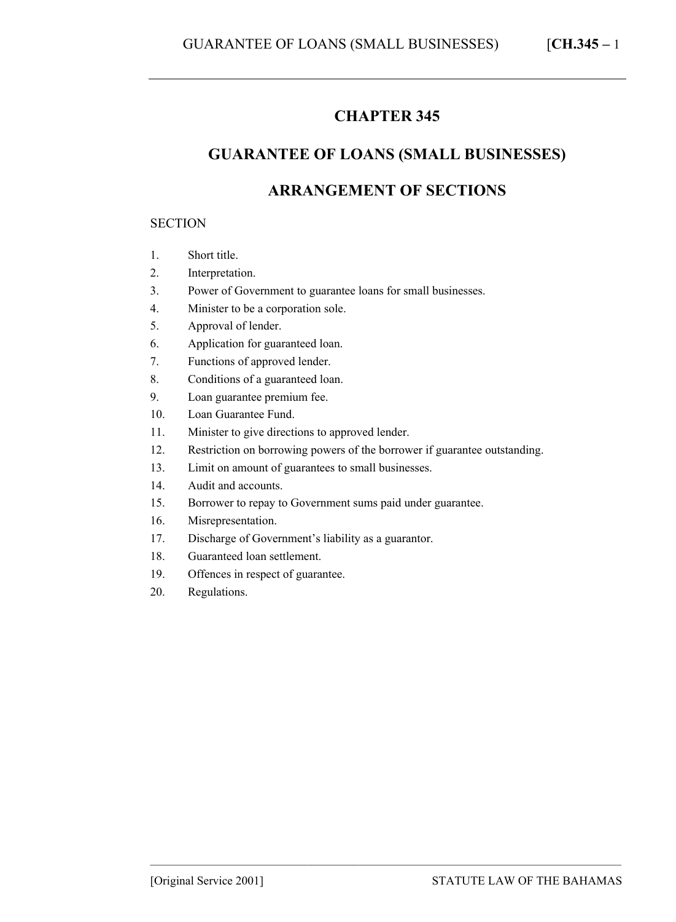# CHAPTER 345

# GUARANTEE OF LOANS (SMALL BUSINESSES)

## ARRANGEMENT OF SECTIONS

SECTION

1. Short title.
2. Interpretation.
3. Power of Government to guarantee loans for small businesses.
4. Minister to be a corporation sole.
5. Approval of lender.
6. Application for guaranteed loan.
7. Functions of approved lender.
8. Conditions of a guaranteed loan.
9. Loan guarantee premium fee.
10. Loan Guarantee Fund.
11. Minister to give directions to approved lender.
12. Restriction on borrowing powers of the borrower if guarantee outstanding.
13. Limit on amount of guarantees to small businesses.
14. Audit and accounts.
15. Borrower to repay to Government sums paid under guarantee.
16. Misrepresentation.
17. Discharge of Government's liability as a guarantor.
18. Guaranteed loan settlement.
19. Offences in respect of guarantee.
20. Regulations.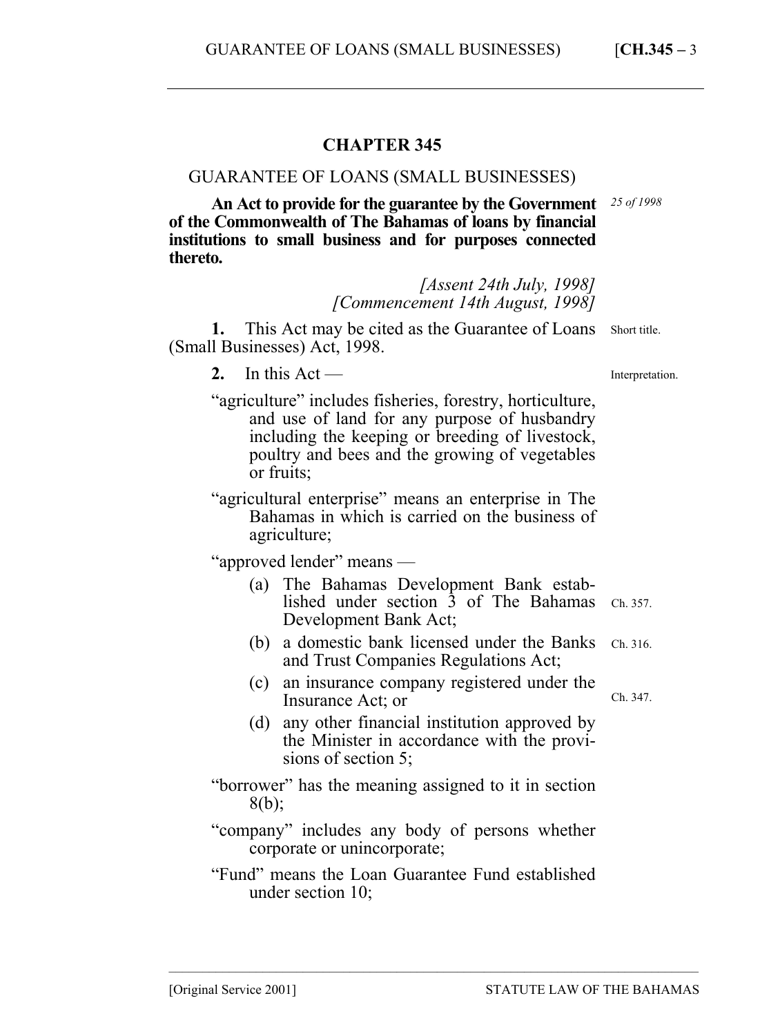## CHAPTER 345

### GUARANTEE OF LOANS (SMALL BUSINESSES)

**An Act to provide for the guarantee by the Government of the Commonwealth of The Bahamas of loans by financial institutions to small business and for purposes connected thereto.**

*25 of 1998*

*[Assent 24th July, 1998]*
*[Commencement 14th August, 1998]*

Short title.

**1.** This Act may be cited as the Guarantee of Loans (Small Businesses) Act, 1998.

Interpretation.

**2.** In this Act —

"agriculture" includes fisheries, forestry, horticulture, and use of land for any purpose of husbandry including the keeping or breeding of livestock, poultry and bees and the growing of vegetables or fruits;

"agricultural enterprise" means an enterprise in The Bahamas in which is carried on the business of agriculture;

"approved lender" means —

- (a) The Bahamas Development Bank established under section 3 of The Bahamas Development Bank Act; *Ch. 357.*
- (b) a domestic bank licensed under the Banks and Trust Companies Regulations Act; *Ch. 316.*
- (c) an insurance company registered under the Insurance Act; or *Ch. 347.*
- (d) any other financial institution approved by the Minister in accordance with the provisions of section 5;

"borrower" has the meaning assigned to it in section 8(b);

"company" includes any body of persons whether corporate or unincorporate;

"Fund" means the Loan Guarantee Fund established under section 10;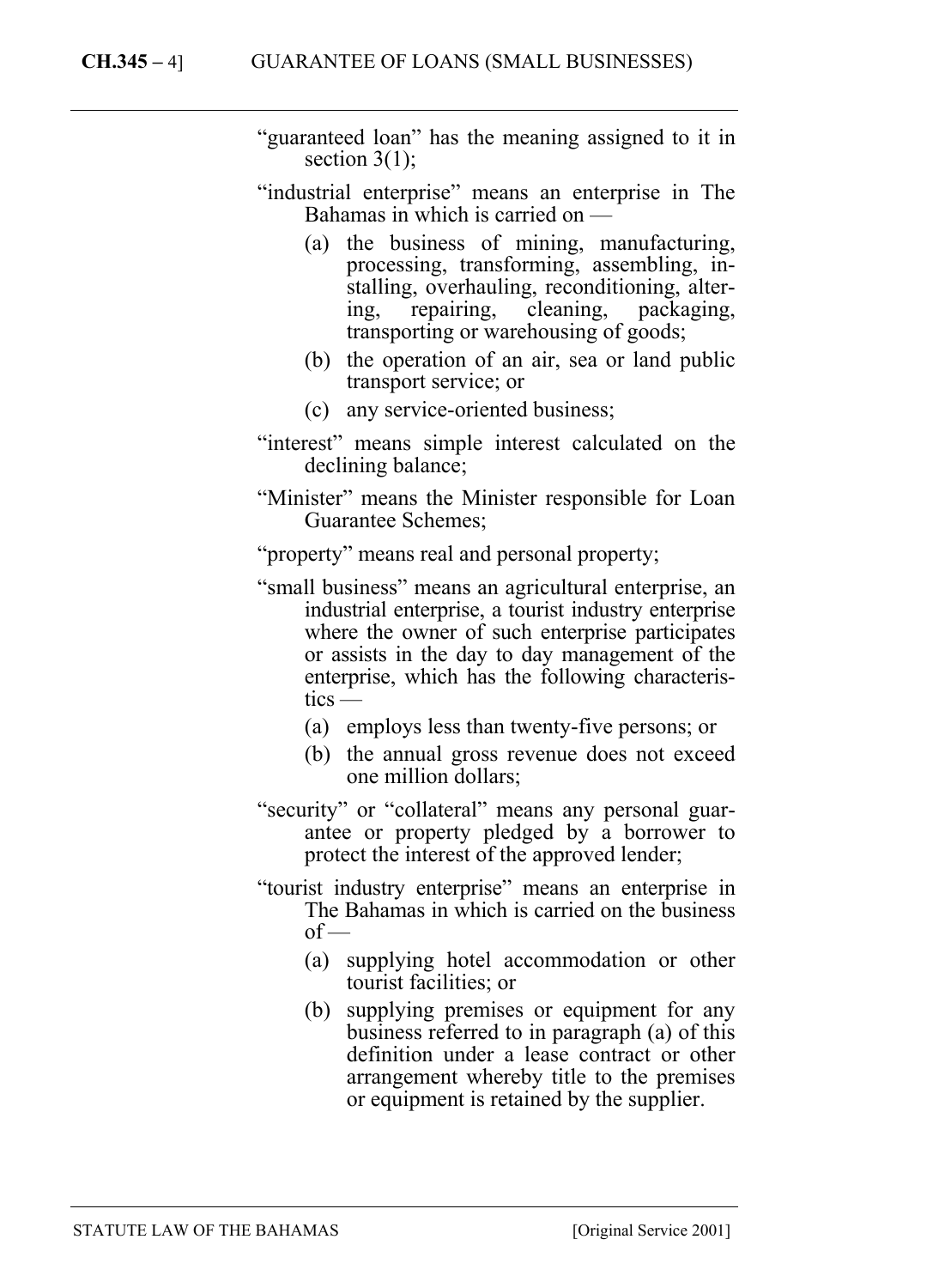"guaranteed loan" has the meaning assigned to it in section 3(1);

"industrial enterprise" means an enterprise in The Bahamas in which is carried on —

(a) the business of mining, manufacturing, processing, transforming, assembling, installing, overhauling, reconditioning, altering, repairing, cleaning, packaging, transporting or warehousing of goods;

(b) the operation of an air, sea or land public transport service; or

(c) any service-oriented business;

"interest" means simple interest calculated on the declining balance;

"Minister" means the Minister responsible for Loan Guarantee Schemes;

"property" means real and personal property;

"small business" means an agricultural enterprise, an industrial enterprise, a tourist industry enterprise where the owner of such enterprise participates or assists in the day to day management of the enterprise, which has the following characteristics —

(a) employs less than twenty-five persons; or

(b) the annual gross revenue does not exceed one million dollars;

"security" or "collateral" means any personal guarantee or property pledged by a borrower to protect the interest of the approved lender;

"tourist industry enterprise" means an enterprise in The Bahamas in which is carried on the business of —

(a) supplying hotel accommodation or other tourist facilities; or

(b) supplying premises or equipment for any business referred to in paragraph (a) of this definition under a lease contract or other arrangement whereby title to the premises or equipment is retained by the supplier.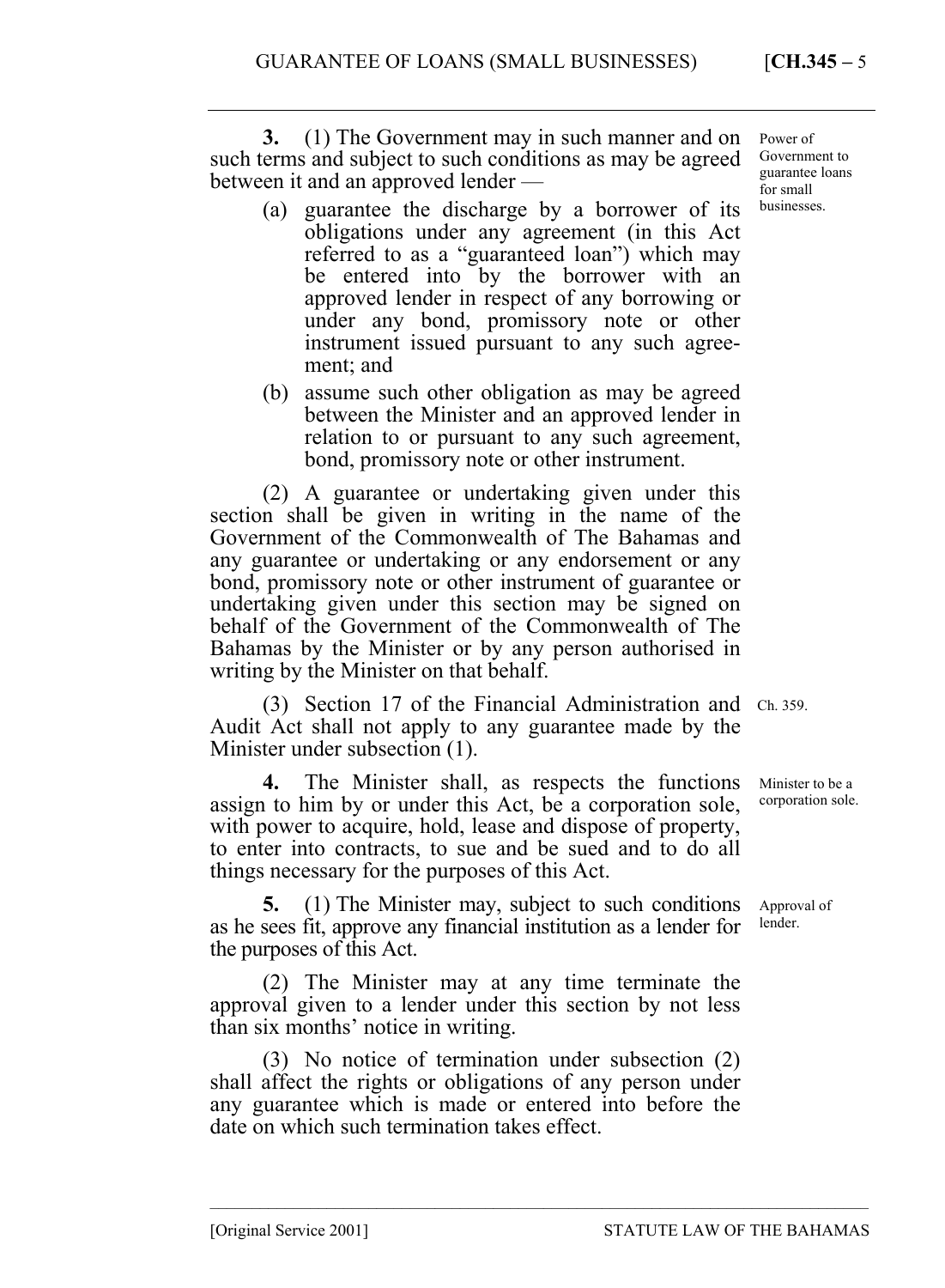**3.** (1) The Government may in such manner and on such terms and subject to such conditions as may be agreed between it and an approved lender —

*Power of Government to guarantee loans for small businesses.*

(a) guarantee the discharge by a borrower of its obligations under any agreement (in this Act referred to as a "guaranteed loan") which may be entered into by the borrower with an approved lender in respect of any borrowing or under any bond, promissory note or other instrument issued pursuant to any such agreement; and

(b) assume such other obligation as may be agreed between the Minister and an approved lender in relation to or pursuant to any such agreement, bond, promissory note or other instrument.

(2) A guarantee or undertaking given under this section shall be given in writing in the name of the Government of the Commonwealth of The Bahamas and any guarantee or undertaking or any endorsement or any bond, promissory note or other instrument of guarantee or undertaking given under this section may be signed on behalf of the Government of the Commonwealth of The Bahamas by the Minister or by any person authorised in writing by the Minister on that behalf.

(3) Section 17 of the Financial Administration and Audit Act shall not apply to any guarantee made by the Minister under subsection (1).

*Ch. 359.*

**4.** The Minister shall, as respects the functions assign to him by or under this Act, be a corporation sole, with power to acquire, hold, lease and dispose of property, to enter into contracts, to sue and be sued and to do all things necessary for the purposes of this Act.

*Minister to be a corporation sole.*

**5.** (1) The Minister may, subject to such conditions as he sees fit, approve any financial institution as a lender for the purposes of this Act.

*Approval of lender.*

(2) The Minister may at any time terminate the approval given to a lender under this section by not less than six months' notice in writing.

(3) No notice of termination under subsection (2) shall affect the rights or obligations of any person under any guarantee which is made or entered into before the date on which such termination takes effect.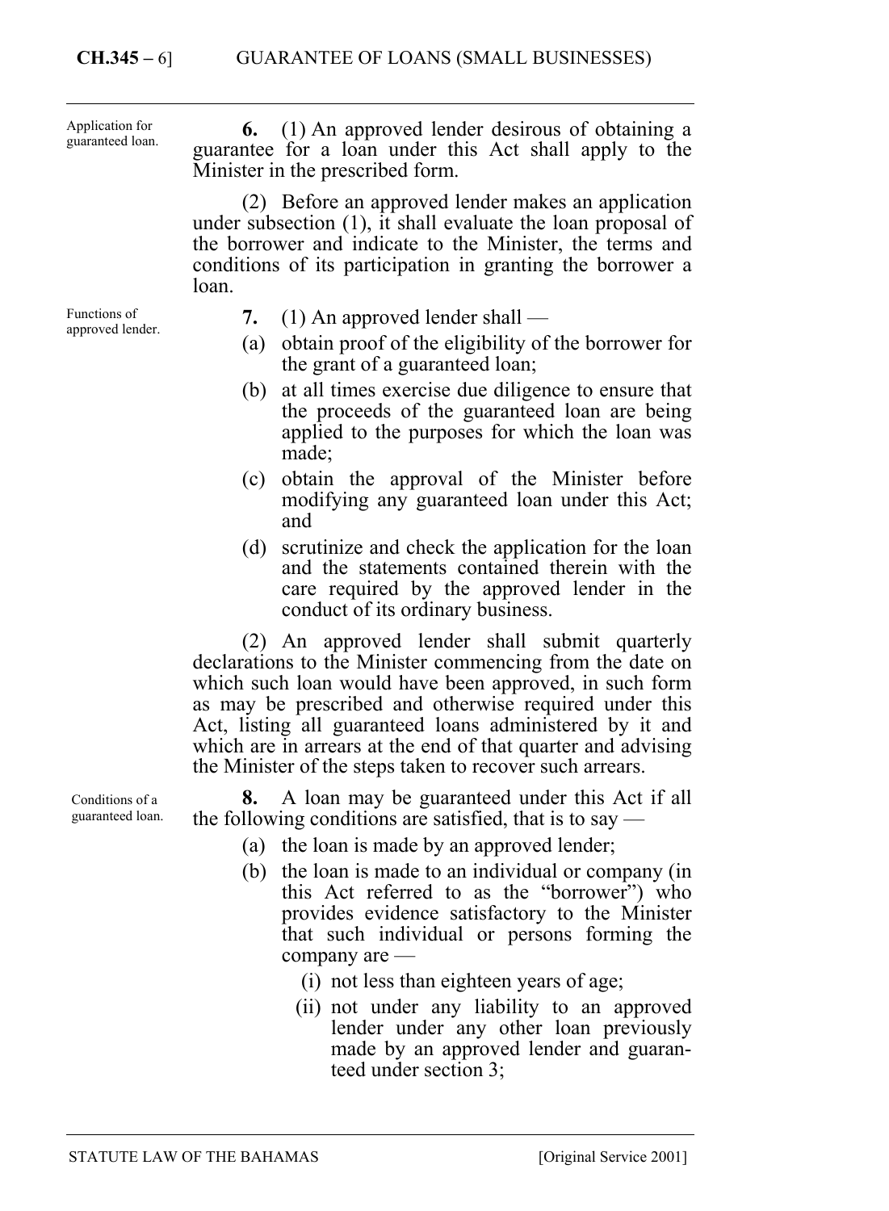Application for guaranteed loan.

**6.** (1) An approved lender desirous of obtaining a guarantee for a loan under this Act shall apply to the Minister in the prescribed form.

(2) Before an approved lender makes an application under subsection (1), it shall evaluate the loan proposal of the borrower and indicate to the Minister, the terms and conditions of its participation in granting the borrower a loan.

Functions of approved lender.

**7.** (1) An approved lender shall —

(a) obtain proof of the eligibility of the borrower for the grant of a guaranteed loan;

(b) at all times exercise due diligence to ensure that the proceeds of the guaranteed loan are being applied to the purposes for which the loan was made;

(c) obtain the approval of the Minister before modifying any guaranteed loan under this Act; and

(d) scrutinize and check the application for the loan and the statements contained therein with the care required by the approved lender in the conduct of its ordinary business.

(2) An approved lender shall submit quarterly declarations to the Minister commencing from the date on which such loan would have been approved, in such form as may be prescribed and otherwise required under this Act, listing all guaranteed loans administered by it and which are in arrears at the end of that quarter and advising the Minister of the steps taken to recover such arrears.

Conditions of a guaranteed loan.

**8.** A loan may be guaranteed under this Act if all the following conditions are satisfied, that is to say —

(a) the loan is made by an approved lender;

(b) the loan is made to an individual or company (in this Act referred to as the "borrower") who provides evidence satisfactory to the Minister that such individual or persons forming the company are —

(i) not less than eighteen years of age;

(ii) not under any liability to an approved lender under any other loan previously made by an approved lender and guaranteed under section 3;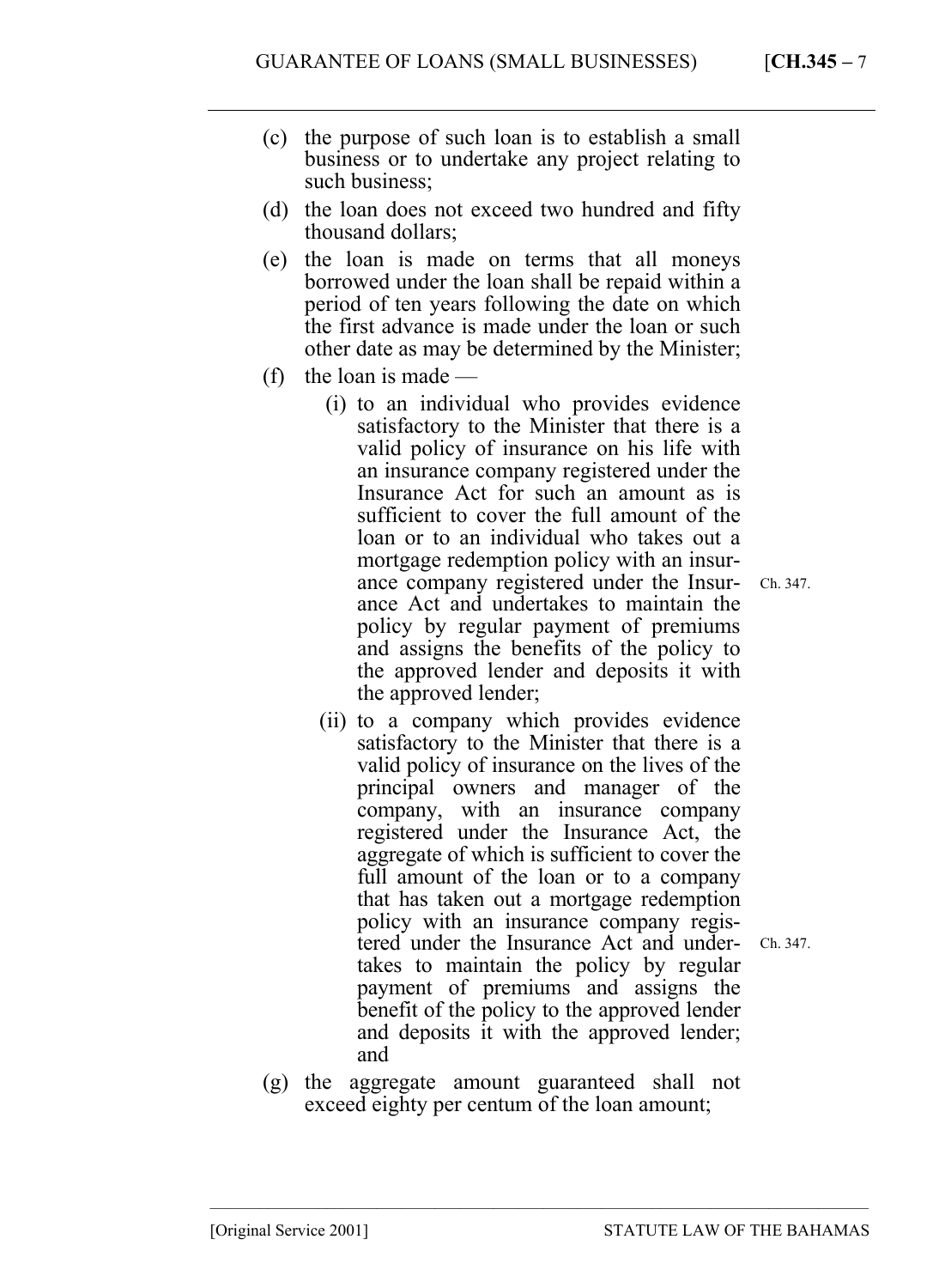(c) the purpose of such loan is to establish a small business or to undertake any project relating to such business;

(d) the loan does not exceed two hundred and fifty thousand dollars;

(e) the loan is made on terms that all moneys borrowed under the loan shall be repaid within a period of ten years following the date on which the first advance is made under the loan or such other date as may be determined by the Minister;

(f) the loan is made —

(i) to an individual who provides evidence satisfactory to the Minister that there is a valid policy of insurance on his life with an insurance company registered under the Insurance Act for such an amount as is sufficient to cover the full amount of the loan or to an individual who takes out a mortgage redemption policy with an insurance company registered under the Insurance Act and undertakes to maintain the policy by regular payment of premiums and assigns the benefits of the policy to the approved lender and deposits it with the approved lender;

Ch. 347.

(ii) to a company which provides evidence satisfactory to the Minister that there is a valid policy of insurance on the lives of the principal owners and manager of the company, with an insurance company registered under the Insurance Act, the aggregate of which is sufficient to cover the full amount of the loan or to a company that has taken out a mortgage redemption policy with an insurance company registered under the Insurance Act and undertakes to maintain the policy by regular payment of premiums and assigns the benefit of the policy to the approved lender and deposits it with the approved lender; and

Ch. 347.

(g) the aggregate amount guaranteed shall not exceed eighty per centum of the loan amount;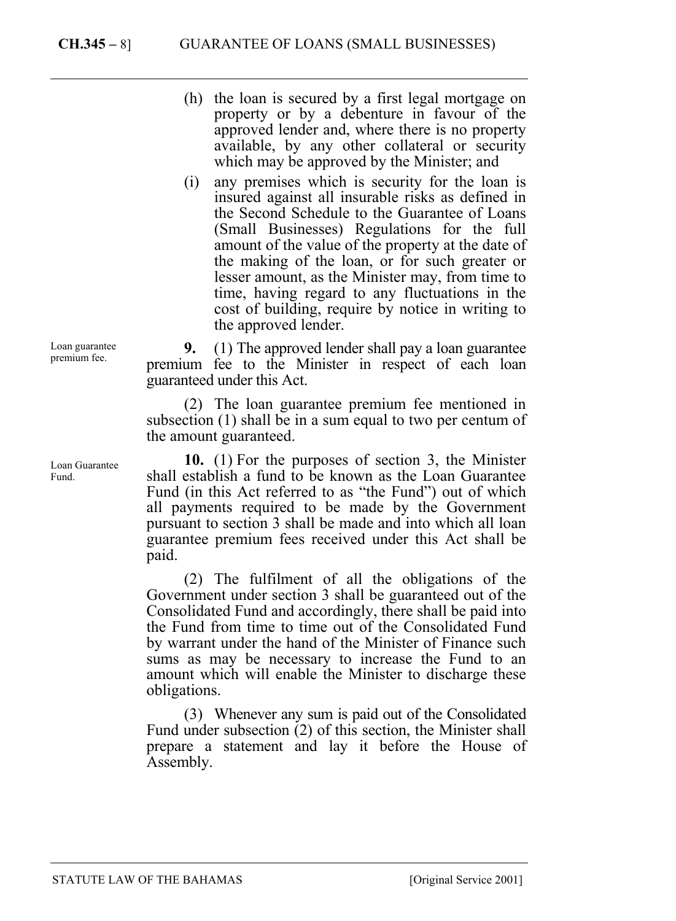(h) the loan is secured by a first legal mortgage on property or by a debenture in favour of the approved lender and, where there is no property available, by any other collateral or security which may be approved by the Minister; and

(i) any premises which is security for the loan is insured against all insurable risks as defined in the Second Schedule to the Guarantee of Loans (Small Businesses) Regulations for the full amount of the value of the property at the date of the making of the loan, or for such greater or lesser amount, as the Minister may, from time to time, having regard to any fluctuations in the cost of building, require by notice in writing to the approved lender.

Loan guarantee premium fee.

**9.** (1) The approved lender shall pay a loan guarantee premium fee to the Minister in respect of each loan guaranteed under this Act.

(2) The loan guarantee premium fee mentioned in subsection (1) shall be in a sum equal to two per centum of the amount guaranteed.

Loan Guarantee Fund.

**10.** (1) For the purposes of section 3, the Minister shall establish a fund to be known as the Loan Guarantee Fund (in this Act referred to as "the Fund") out of which all payments required to be made by the Government pursuant to section 3 shall be made and into which all loan guarantee premium fees received under this Act shall be paid.

(2) The fulfilment of all the obligations of the Government under section 3 shall be guaranteed out of the Consolidated Fund and accordingly, there shall be paid into the Fund from time to time out of the Consolidated Fund by warrant under the hand of the Minister of Finance such sums as may be necessary to increase the Fund to an amount which will enable the Minister to discharge these obligations.

(3) Whenever any sum is paid out of the Consolidated Fund under subsection (2) of this section, the Minister shall prepare a statement and lay it before the House of Assembly.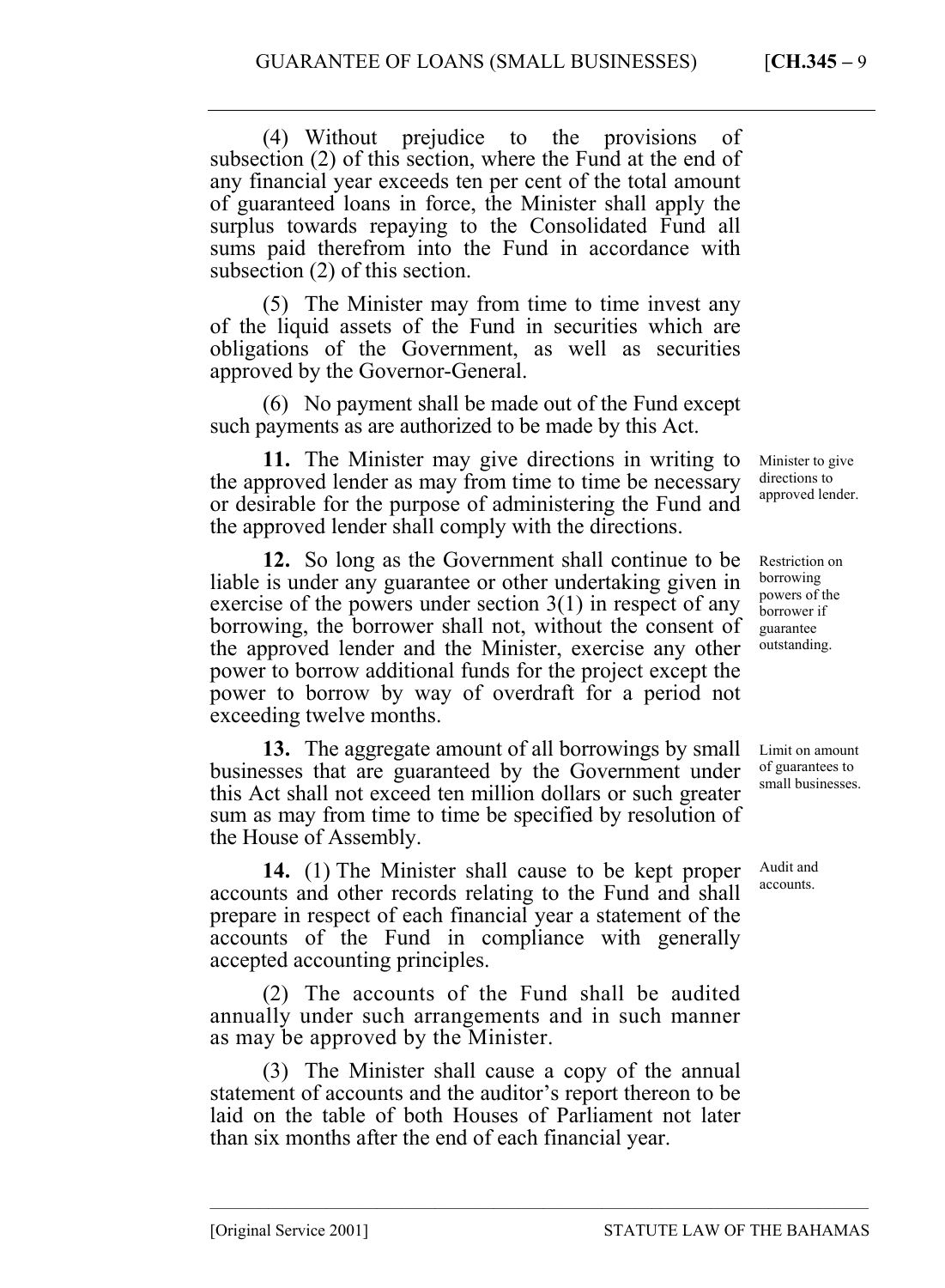(4) Without prejudice to the provisions of subsection (2) of this section, where the Fund at the end of any financial year exceeds ten per cent of the total amount of guaranteed loans in force, the Minister shall apply the surplus towards repaying to the Consolidated Fund all sums paid therefrom into the Fund in accordance with subsection (2) of this section.

(5) The Minister may from time to time invest any of the liquid assets of the Fund in securities which are obligations of the Government, as well as securities approved by the Governor-General.

(6) No payment shall be made out of the Fund except such payments as are authorized to be made by this Act.

*Minister to give directions to approved lender.*

**11.** The Minister may give directions in writing to the approved lender as may from time to time be necessary or desirable for the purpose of administering the Fund and the approved lender shall comply with the directions.

*Restriction on borrowing powers of the borrower if guarantee outstanding.*

**12.** So long as the Government shall continue to be liable is under any guarantee or other undertaking given in exercise of the powers under section 3(1) in respect of any borrowing, the borrower shall not, without the consent of the approved lender and the Minister, exercise any other power to borrow additional funds for the project except the power to borrow by way of overdraft for a period not exceeding twelve months.

*Limit on amount of guarantees to small businesses.*

**13.** The aggregate amount of all borrowings by small businesses that are guaranteed by the Government under this Act shall not exceed ten million dollars or such greater sum as may from time to time be specified by resolution of the House of Assembly.

*Audit and accounts.*

**14.** (1) The Minister shall cause to be kept proper accounts and other records relating to the Fund and shall prepare in respect of each financial year a statement of the accounts of the Fund in compliance with generally accepted accounting principles.

(2) The accounts of the Fund shall be audited annually under such arrangements and in such manner as may be approved by the Minister.

(3) The Minister shall cause a copy of the annual statement of accounts and the auditor's report thereon to be laid on the table of both Houses of Parliament not later than six months after the end of each financial year.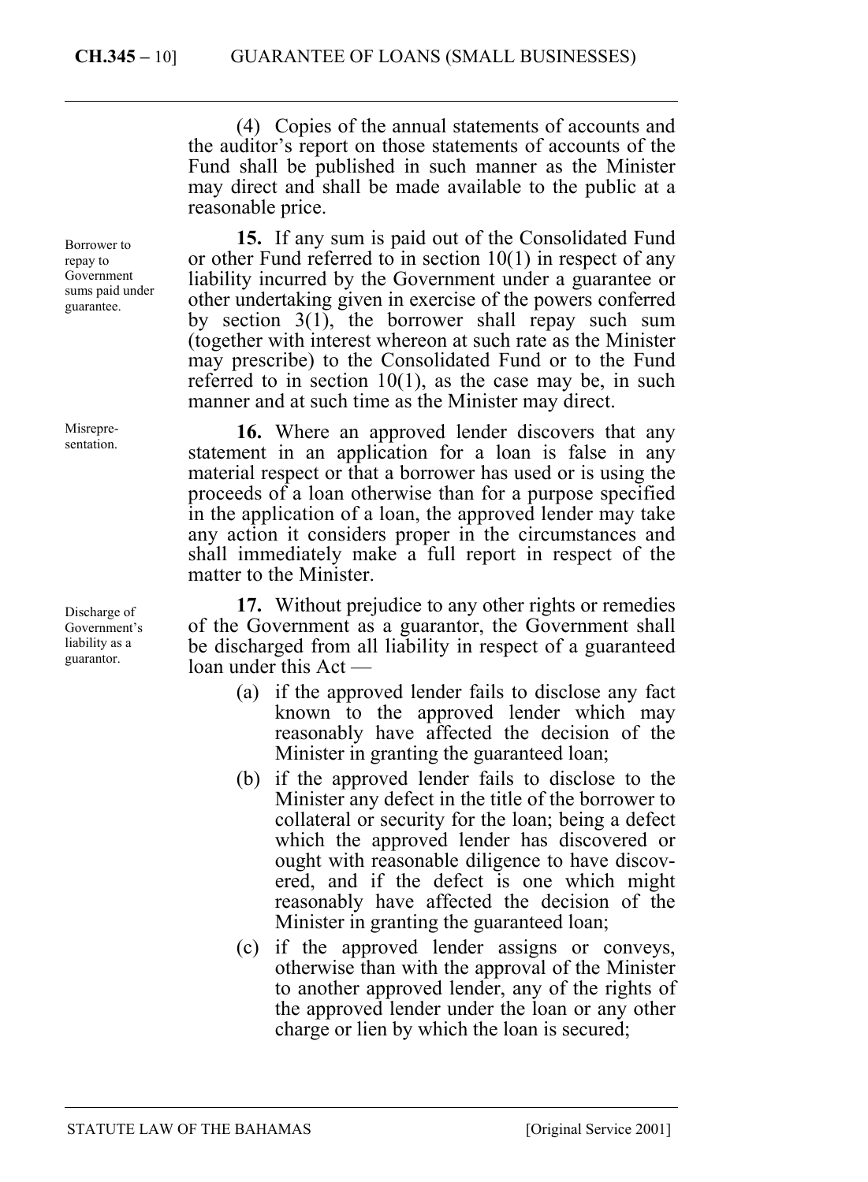(4) Copies of the annual statements of accounts and the auditor's report on those statements of accounts of the Fund shall be published in such manner as the Minister may direct and shall be made available to the public at a reasonable price.

Borrower to repay to Government sums paid under guarantee.

**15.** If any sum is paid out of the Consolidated Fund or other Fund referred to in section 10(1) in respect of any liability incurred by the Government under a guarantee or other undertaking given in exercise of the powers conferred by section 3(1), the borrower shall repay such sum (together with interest whereon at such rate as the Minister may prescribe) to the Consolidated Fund or to the Fund referred to in section 10(1), as the case may be, in such manner and at such time as the Minister may direct.

Misrepresentation.

**16.** Where an approved lender discovers that any statement in an application for a loan is false in any material respect or that a borrower has used or is using the proceeds of a loan otherwise than for a purpose specified in the application of a loan, the approved lender may take any action it considers proper in the circumstances and shall immediately make a full report in respect of the matter to the Minister.

Discharge of Government's liability as a guarantor.

**17.** Without prejudice to any other rights or remedies of the Government as a guarantor, the Government shall be discharged from all liability in respect of a guaranteed loan under this Act —

(a) if the approved lender fails to disclose any fact known to the approved lender which may reasonably have affected the decision of the Minister in granting the guaranteed loan;

(b) if the approved lender fails to disclose to the Minister any defect in the title of the borrower to collateral or security for the loan; being a defect which the approved lender has discovered or ought with reasonable diligence to have discovered, and if the defect is one which might reasonably have affected the decision of the Minister in granting the guaranteed loan;

(c) if the approved lender assigns or conveys, otherwise than with the approval of the Minister to another approved lender, any of the rights of the approved lender under the loan or any other charge or lien by which the loan is secured;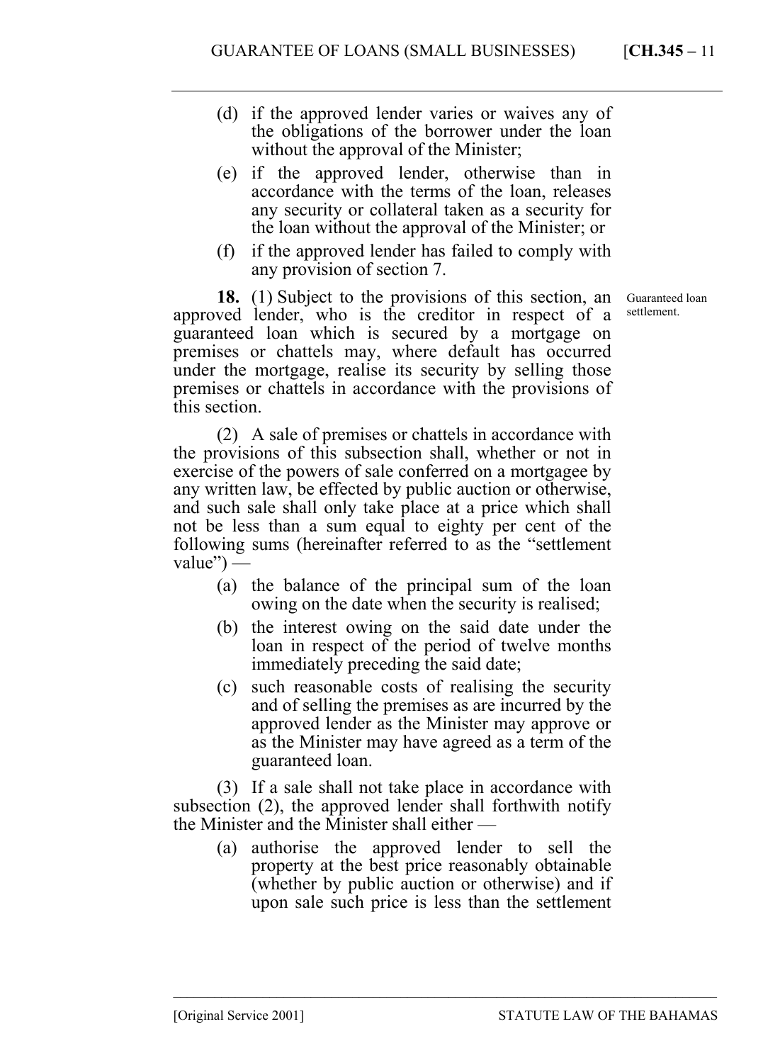(d) if the approved lender varies or waives any of the obligations of the borrower under the loan without the approval of the Minister;

(e) if the approved lender, otherwise than in accordance with the terms of the loan, releases any security or collateral taken as a security for the loan without the approval of the Minister; or

(f) if the approved lender has failed to comply with any provision of section 7.

Guaranteed loan settlement.

**18.** (1) Subject to the provisions of this section, an approved lender, who is the creditor in respect of a guaranteed loan which is secured by a mortgage on premises or chattels may, where default has occurred under the mortgage, realise its security by selling those premises or chattels in accordance with the provisions of this section.

(2) A sale of premises or chattels in accordance with the provisions of this subsection shall, whether or not in exercise of the powers of sale conferred on a mortgagee by any written law, be effected by public auction or otherwise, and such sale shall only take place at a price which shall not be less than a sum equal to eighty per cent of the following sums (hereinafter referred to as the "settlement value") —

(a) the balance of the principal sum of the loan owing on the date when the security is realised;

(b) the interest owing on the said date under the loan in respect of the period of twelve months immediately preceding the said date;

(c) such reasonable costs of realising the security and of selling the premises as are incurred by the approved lender as the Minister may approve or as the Minister may have agreed as a term of the guaranteed loan.

(3) If a sale shall not take place in accordance with subsection (2), the approved lender shall forthwith notify the Minister and the Minister shall either —

(a) authorise the approved lender to sell the property at the best price reasonably obtainable (whether by public auction or otherwise) and if upon sale such price is less than the settlement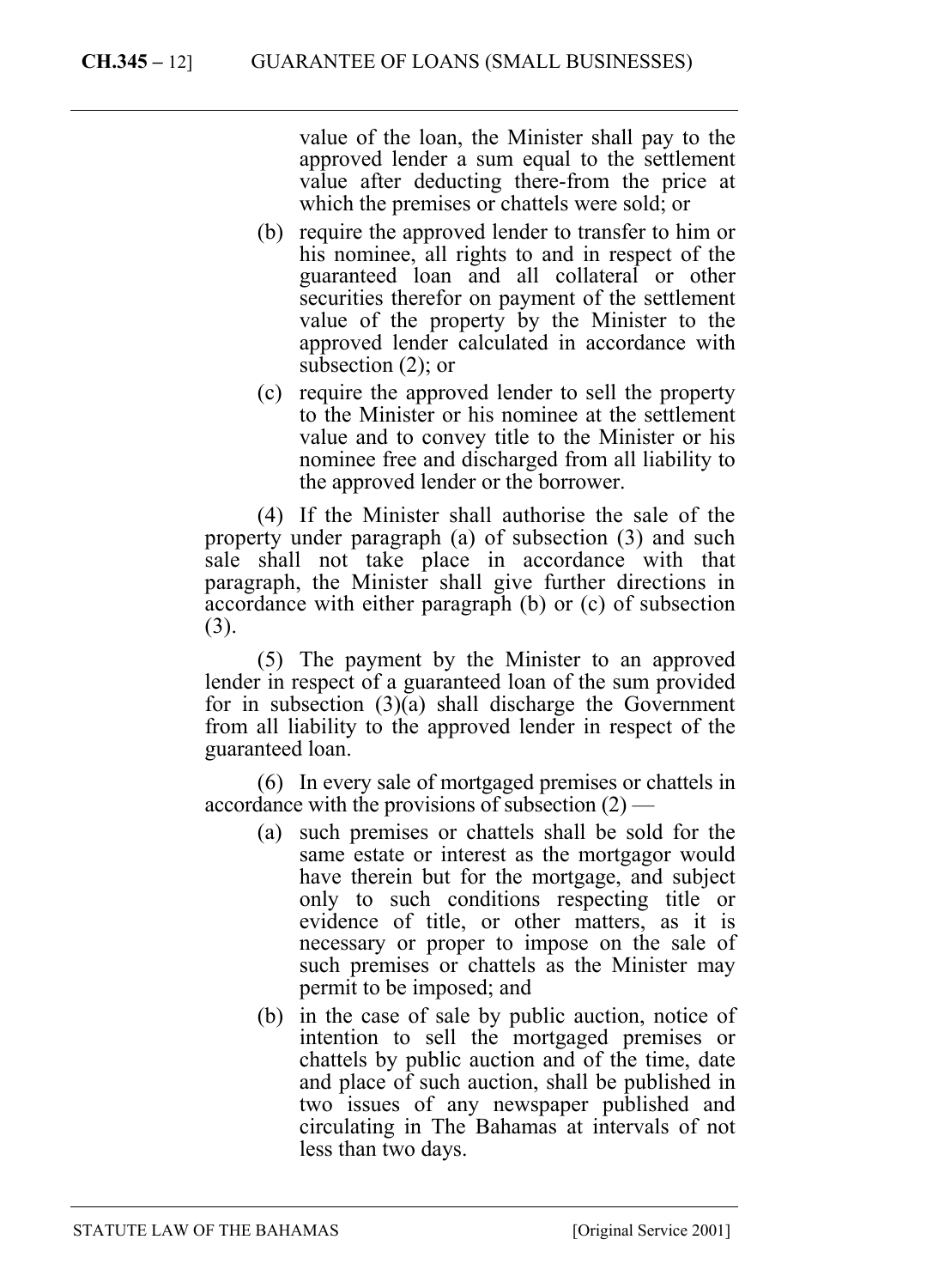value of the loan, the Minister shall pay to the approved lender a sum equal to the settlement value after deducting there-from the price at which the premises or chattels were sold; or

(b) require the approved lender to transfer to him or his nominee, all rights to and in respect of the guaranteed loan and all collateral or other securities therefor on payment of the settlement value of the property by the Minister to the approved lender calculated in accordance with subsection (2); or

(c) require the approved lender to sell the property to the Minister or his nominee at the settlement value and to convey title to the Minister or his nominee free and discharged from all liability to the approved lender or the borrower.

(4) If the Minister shall authorise the sale of the property under paragraph (a) of subsection (3) and such sale shall not take place in accordance with that paragraph, the Minister shall give further directions in accordance with either paragraph (b) or (c) of subsection (3).

(5) The payment by the Minister to an approved lender in respect of a guaranteed loan of the sum provided for in subsection (3)(a) shall discharge the Government from all liability to the approved lender in respect of the guaranteed loan.

(6) In every sale of mortgaged premises or chattels in accordance with the provisions of subsection (2) —

(a) such premises or chattels shall be sold for the same estate or interest as the mortgagor would have therein but for the mortgage, and subject only to such conditions respecting title or evidence of title, or other matters, as it is necessary or proper to impose on the sale of such premises or chattels as the Minister may permit to be imposed; and

(b) in the case of sale by public auction, notice of intention to sell the mortgaged premises or chattels by public auction and of the time, date and place of such auction, shall be published in two issues of any newspaper published and circulating in The Bahamas at intervals of not less than two days.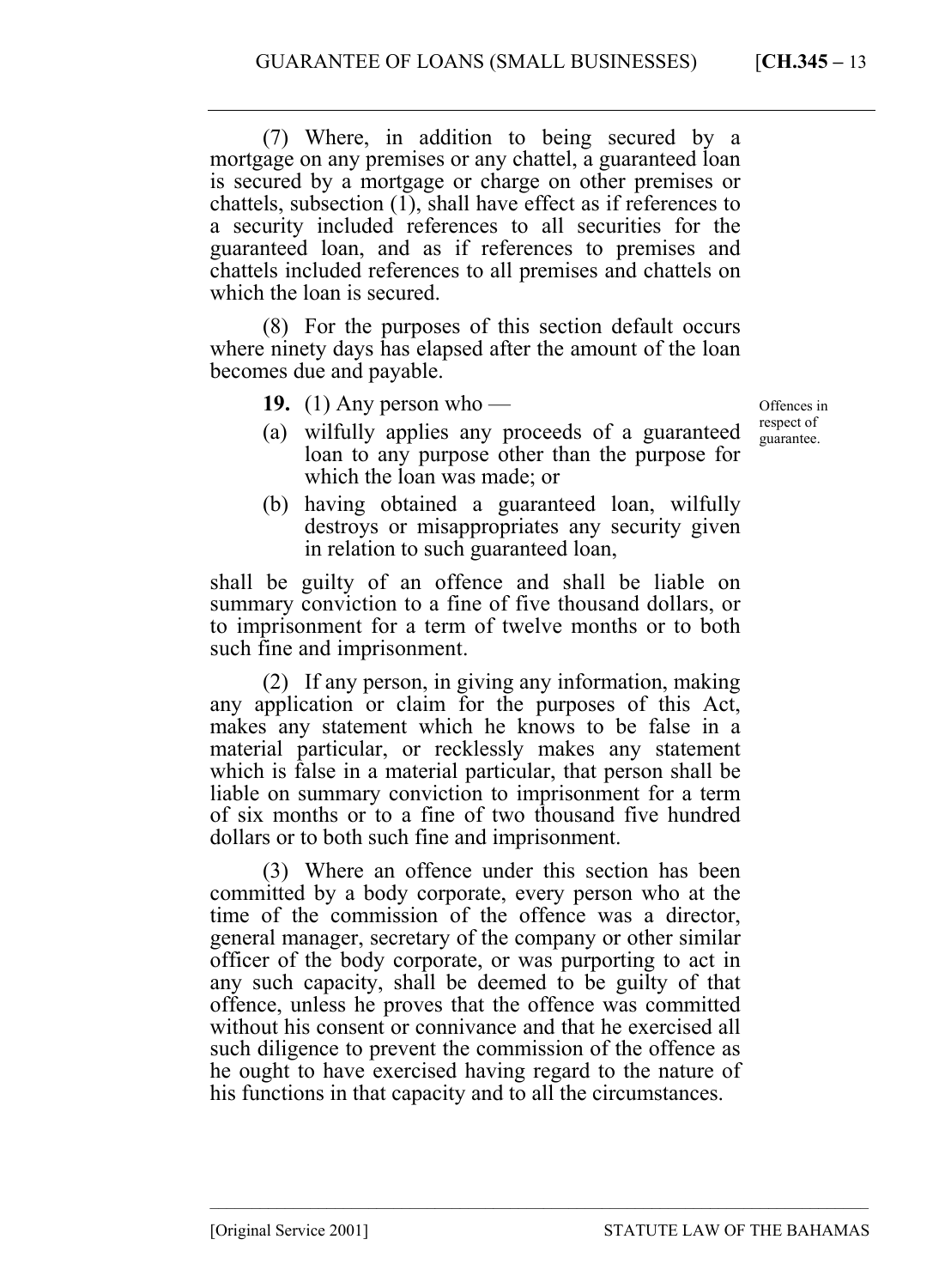(7) Where, in addition to being secured by a mortgage on any premises or any chattel, a guaranteed loan is secured by a mortgage or charge on other premises or chattels, subsection (1), shall have effect as if references to a security included references to all securities for the guaranteed loan, and as if references to premises and chattels included references to all premises and chattels on which the loan is secured.

(8) For the purposes of this section default occurs where ninety days has elapsed after the amount of the loan becomes due and payable.

**19.** (1) Any person who —

*Offences in respect of guarantee.*

(a) wilfully applies any proceeds of a guaranteed loan to any purpose other than the purpose for which the loan was made; or

(b) having obtained a guaranteed loan, wilfully destroys or misappropriates any security given in relation to such guaranteed loan,

shall be guilty of an offence and shall be liable on summary conviction to a fine of five thousand dollars, or to imprisonment for a term of twelve months or to both such fine and imprisonment.

(2) If any person, in giving any information, making any application or claim for the purposes of this Act, makes any statement which he knows to be false in a material particular, or recklessly makes any statement which is false in a material particular, that person shall be liable on summary conviction to imprisonment for a term of six months or to a fine of two thousand five hundred dollars or to both such fine and imprisonment.

(3) Where an offence under this section has been committed by a body corporate, every person who at the time of the commission of the offence was a director, general manager, secretary of the company or other similar officer of the body corporate, or was purporting to act in any such capacity, shall be deemed to be guilty of that offence, unless he proves that the offence was committed without his consent or connivance and that he exercised all such diligence to prevent the commission of the offence as he ought to have exercised having regard to the nature of his functions in that capacity and to all the circumstances.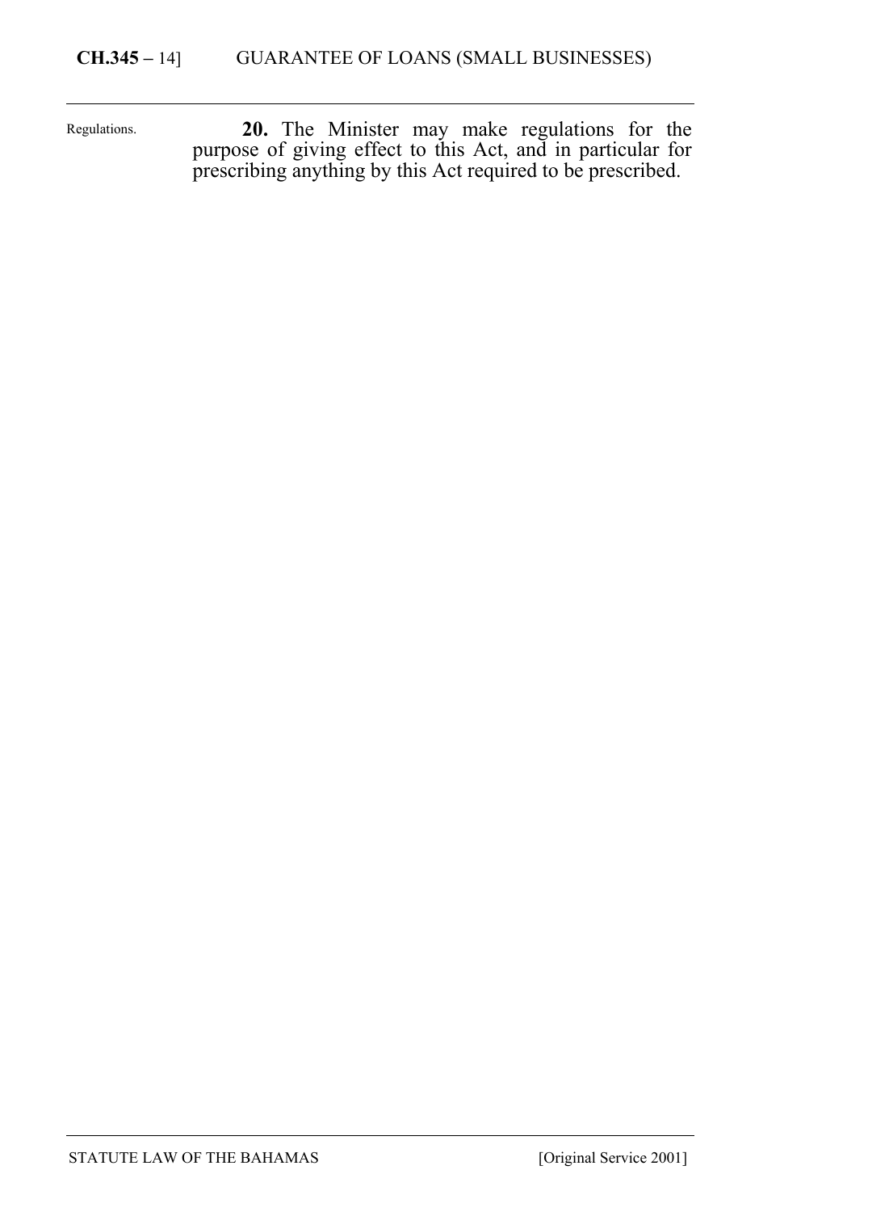Regulations.

**20.** The Minister may make regulations for the purpose of giving effect to this Act, and in particular for prescribing anything by this Act required to be prescribed.